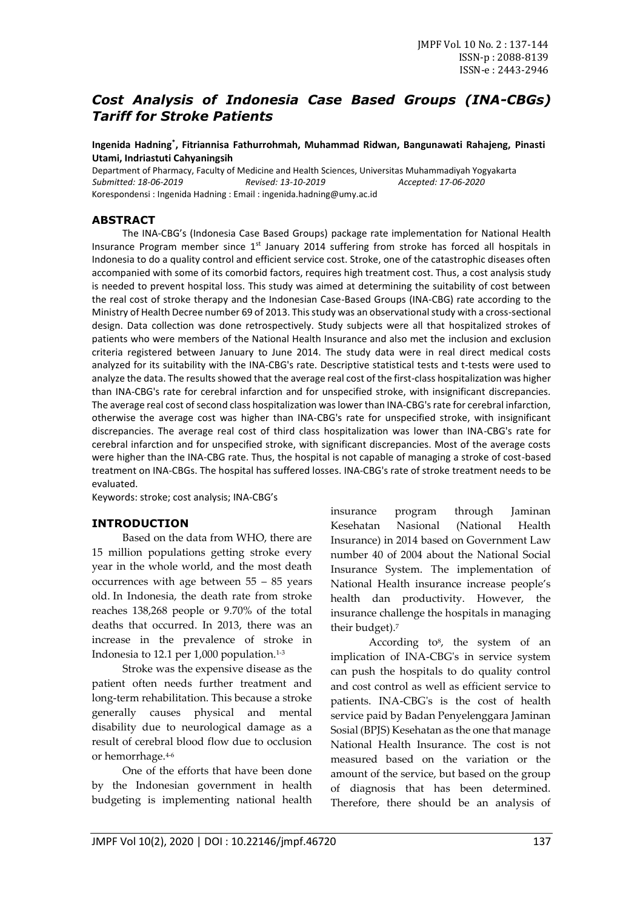# *Cost Analysis of Indonesia Case Based Groups (INA-CBGs) Tariff for Stroke Patients*

**Ingenida Hadning[*], Fitriannisa Fathurrohmah, Muhammad Ridwan, Bangunawati Rahajeng, Pinasti Utami, Indriastuti Cahyaningsih**

Department of Pharmacy, Faculty of Medicine and Health Sciences, Universitas Muhammadiyah Yogyakarta

*Submitted: 18-06-2019* *Revised: 13-10-2019* *Accepted: 17-06-2020*

Korespondensi : Ingenida Hadning : Email : ingenida.hadning@umy.ac.id

## ABSTRACT

The INA-CBG's (Indonesia Case Based Groups) package rate implementation for National Health Insurance Program member since 1st January 2014 suffering from stroke has forced all hospitals in Indonesia to do a quality control and efficient service cost. Stroke, one of the catastrophic diseases often accompanied with some of its comorbid factors, requires high treatment cost. Thus, a cost analysis study is needed to prevent hospital loss. This study was aimed at determining the suitability of cost between the real cost of stroke therapy and the Indonesian Case-Based Groups (INA-CBG) rate according to the Ministry of Health Decree number 69 of 2013. This study was an observational study with a cross-sectional design. Data collection was done retrospectively. Study subjects were all that hospitalized strokes of patients who were members of the National Health Insurance and also met the inclusion and exclusion criteria registered between January to June 2014. The study data were in real direct medical costs analyzed for its suitability with the INA-CBG's rate. Descriptive statistical tests and t-tests were used to analyze the data. The results showed that the average real cost of the first-class hospitalization was higher than INA-CBG's rate for cerebral infarction and for unspecified stroke, with insignificant discrepancies. The average real cost of second class hospitalization was lower than INA-CBG's rate for cerebral infarction, otherwise the average cost was higher than INA-CBG's rate for unspecified stroke, with insignificant discrepancies. The average real cost of third class hospitalization was lower than INA-CBG's rate for cerebral infarction and for unspecified stroke, with significant discrepancies. Most of the average costs were higher than the INA-CBG rate. Thus, the hospital is not capable of managing a stroke of cost-based treatment on INA-CBGs. The hospital has suffered losses. INA-CBG's rate of stroke treatment needs to be evaluated.

Keywords: stroke; cost analysis; INA-CBG's

## INTRODUCTION

Based on the data from WHO, there are 15 million populations getting stroke every year in the whole world, and the most death occurrences with age between 55 – 85 years old. In Indonesia, the death rate from stroke reaches 138,268 people or 9.70% of the total deaths that occurred. In 2013, there was an increase in the prevalence of stroke in Indonesia to 12.1 per 1,000 population.[1-3]

Stroke was the expensive disease as the patient often needs further treatment and long-term rehabilitation. This because a stroke generally causes physical and mental disability due to neurological damage as a result of cerebral blood flow due to occlusion or hemorrhage.[4-6]

One of the efforts that have been done by the Indonesian government in health budgeting is implementing national health insurance program through Jaminan Kesehatan Nasional (National Health Insurance) in 2014 based on Government Law number 40 of 2004 about the National Social Insurance System. The implementation of National Health insurance increase people's health dan productivity. However, the insurance challenge the hospitals in managing their budget).[7]

According to[8], the system of an implication of INA-CBG's in service system can push the hospitals to do quality control and cost control as well as efficient service to patients. INA-CBG's is the cost of health service paid by Badan Penyelenggara Jaminan Sosial (BPJS) Kesehatan as the one that manage National Health Insurance. The cost is not measured based on the variation or the amount of the service, but based on the group of diagnosis that has been determined. Therefore, there should be an analysis of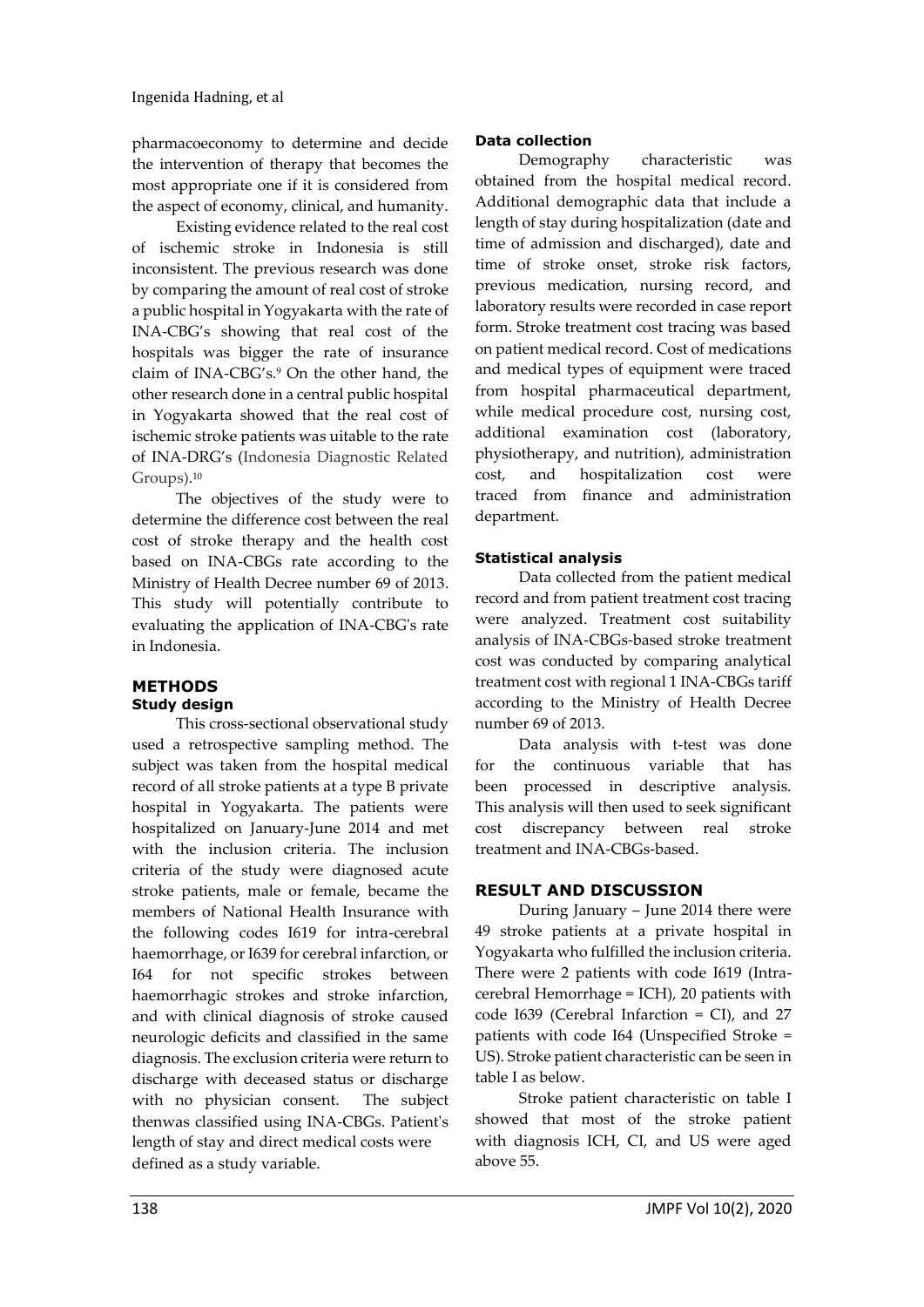pharmacoeconomy to determine and decide the intervention of therapy that becomes the most appropriate one if it is considered from the aspect of economy, clinical, and humanity.

Existing evidence related to the real cost of ischemic stroke in Indonesia is still inconsistent. The previous research was done by comparing the amount of real cost of stroke a public hospital in Yogyakarta with the rate of INA-CBG's showing that real cost of the hospitals was bigger the rate of insurance claim of INA-CBG's.[9] On the other hand, the other research done in a central public hospital in Yogyakarta showed that the real cost of ischemic stroke patients was uitable to the rate of INA-DRG's (Indonesia Diagnostic Related Groups).[10]

The objectives of the study were to determine the difference cost between the real cost of stroke therapy and the health cost based on INA-CBGs rate according to the Ministry of Health Decree number 69 of 2013. This study will potentially contribute to evaluating the application of INA-CBG's rate in Indonesia.

## METHODS

### Study design

This cross-sectional observational study used a retrospective sampling method. The subject was taken from the hospital medical record of all stroke patients at a type B private hospital in Yogyakarta. The patients were hospitalized on January-June 2014 and met with the inclusion criteria. The inclusion criteria of the study were diagnosed acute stroke patients, male or female, became the members of National Health Insurance with the following codes I619 for intra-cerebral haemorrhage, or I639 for cerebral infarction, or I64 for not specific strokes between haemorrhagic strokes and stroke infarction, and with clinical diagnosis of stroke caused neurologic deficits and classified in the same diagnosis. The exclusion criteria were return to discharge with deceased status or discharge with no physician consent. The subject thenwas classified using INA-CBGs. Patient's length of stay and direct medical costs were defined as a study variable.

### Data collection

Demography characteristic was obtained from the hospital medical record. Additional demographic data that include a length of stay during hospitalization (date and time of admission and discharged), date and time of stroke onset, stroke risk factors, previous medication, nursing record, and laboratory results were recorded in case report form. Stroke treatment cost tracing was based on patient medical record. Cost of medications and medical types of equipment were traced from hospital pharmaceutical department, while medical procedure cost, nursing cost, additional examination cost (laboratory, physiotherapy, and nutrition), administration cost, and hospitalization cost were traced from finance and administration department.

### Statistical analysis

Data collected from the patient medical record and from patient treatment cost tracing were analyzed. Treatment cost suitability analysis of INA-CBGs-based stroke treatment cost was conducted by comparing analytical treatment cost with regional 1 INA-CBGs tariff according to the Ministry of Health Decree number 69 of 2013.

Data analysis with t-test was done for the continuous variable that has been processed in descriptive analysis. This analysis will then used to seek significant cost discrepancy between real stroke treatment and INA-CBGs-based.

## RESULT AND DISCUSSION

During January – June 2014 there were 49 stroke patients at a private hospital in Yogyakarta who fulfilled the inclusion criteria. There were 2 patients with code I619 (Intra-cerebral Hemorrhage = ICH), 20 patients with code I639 (Cerebral Infarction = CI), and 27 patients with code I64 (Unspecified Stroke = US). Stroke patient characteristic can be seen in table I as below.

Stroke patient characteristic on table I showed that most of the stroke patient with diagnosis ICH, CI, and US were aged above 55.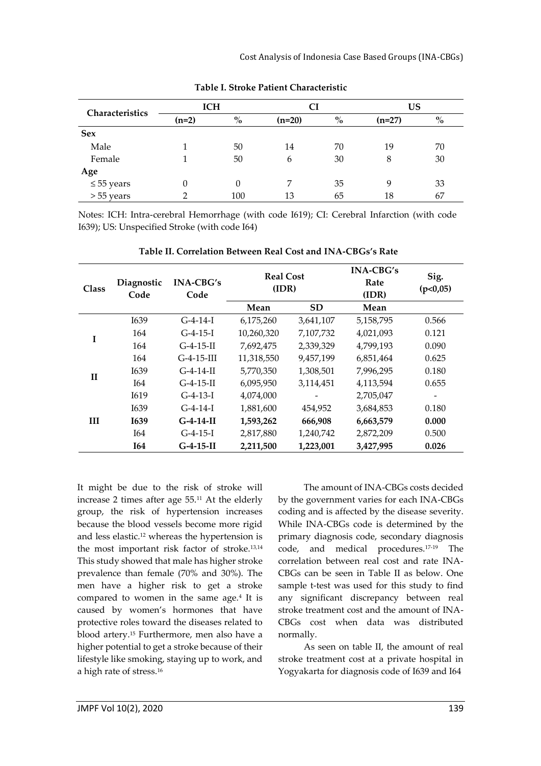**Table I. Stroke Patient Characteristic**

| Characteristics | ICH | | CI | | US | |
|---|---|---|---|---|---|---|
| | (n=2) | % | (n=20) | % | (n=27) | % |
| **Sex** | | | | | | |
| Male | 1 | 50 | 14 | 70 | 19 | 70 |
| Female | 1 | 50 | 6 | 30 | 8 | 30 |
| **Age** | | | | | | |
| ≤ 55 years | 0 | 0 | 7 | 35 | 9 | 33 |
| > 55 years | 2 | 100 | 13 | 65 | 18 | 67 |

Notes: ICH: Intra-cerebral Hemorrhage (with code I619); CI: Cerebral Infarction (with code I639); US: Unspecified Stroke (with code I64)

**Table II. Correlation Between Real Cost and INA-CBGs's Rate**

| Class | Diagnostic Code | INA-CBG's Code | Real Cost (IDR) | | INA-CBG's Rate (IDR) | Sig. (p<0,05) |
|---|---|---|---|---|---|---|
| | | | Mean | SD | Mean | |
| I | I639 | G-4-14-I | 6,175,260 | 3,641,107 | 5,158,795 | 0.566 |
| | 164 | G-4-15-I | 10,260,320 | 7,107,732 | 4,021,093 | 0.121 |
| | 164 | G-4-15-II | 7,692,475 | 2,339,329 | 4,799,193 | 0.090 |
| II | 164 | G-4-15-III | 11,318,550 | 9,457,199 | 6,851,464 | 0.625 |
| | I639 | G-4-14-II | 5,770,350 | 1,308,501 | 7,996,295 | 0.180 |
| | I64 | G-4-15-II | 6,095,950 | 3,114,451 | 4,113,594 | 0.655 |
| III | I619 | G-4-13-I | 4,074,000 | - | 2,705,047 | - |
| | I639 | G-4-14-I | 1,881,600 | 454,952 | 3,684,853 | 0.180 |
| | **I639** | **G-4-14-II** | **1,593,262** | **666,908** | **6,663,579** | **0.000** |
| | I64 | G-4-15-I | 2,817,880 | 1,240,742 | 2,872,209 | 0.500 |
| | **I64** | **G-4-15-II** | **2,211,500** | **1,223,001** | **3,427,995** | **0.026** |

It might be due to the risk of stroke will increase 2 times after age 55.[11] At the elderly group, the risk of hypertension increases because the blood vessels become more rigid and less elastic.[12] whereas the hypertension is the most important risk factor of stroke.[13,14] This study showed that male has higher stroke prevalence than female (70% and 30%). The men have a higher risk to get a stroke compared to women in the same age.[4] It is caused by women's hormones that have protective roles toward the diseases related to blood artery.[15] Furthermore, men also have a higher potential to get a stroke because of their lifestyle like smoking, staying up to work, and a high rate of stress.[16]

The amount of INA-CBGs costs decided by the government varies for each INA-CBGs coding and is affected by the disease severity. While INA-CBGs code is determined by the primary diagnosis code, secondary diagnosis code, and medical procedures.[17-19] The correlation between real cost and rate INA-CBGs can be seen in Table II as below. One sample t-test was used for this study to find any significant discrepancy between real stroke treatment cost and the amount of INA-CBGs cost when data was distributed normally.

As seen on table II, the amount of real stroke treatment cost at a private hospital in Yogyakarta for diagnosis code of I639 and I64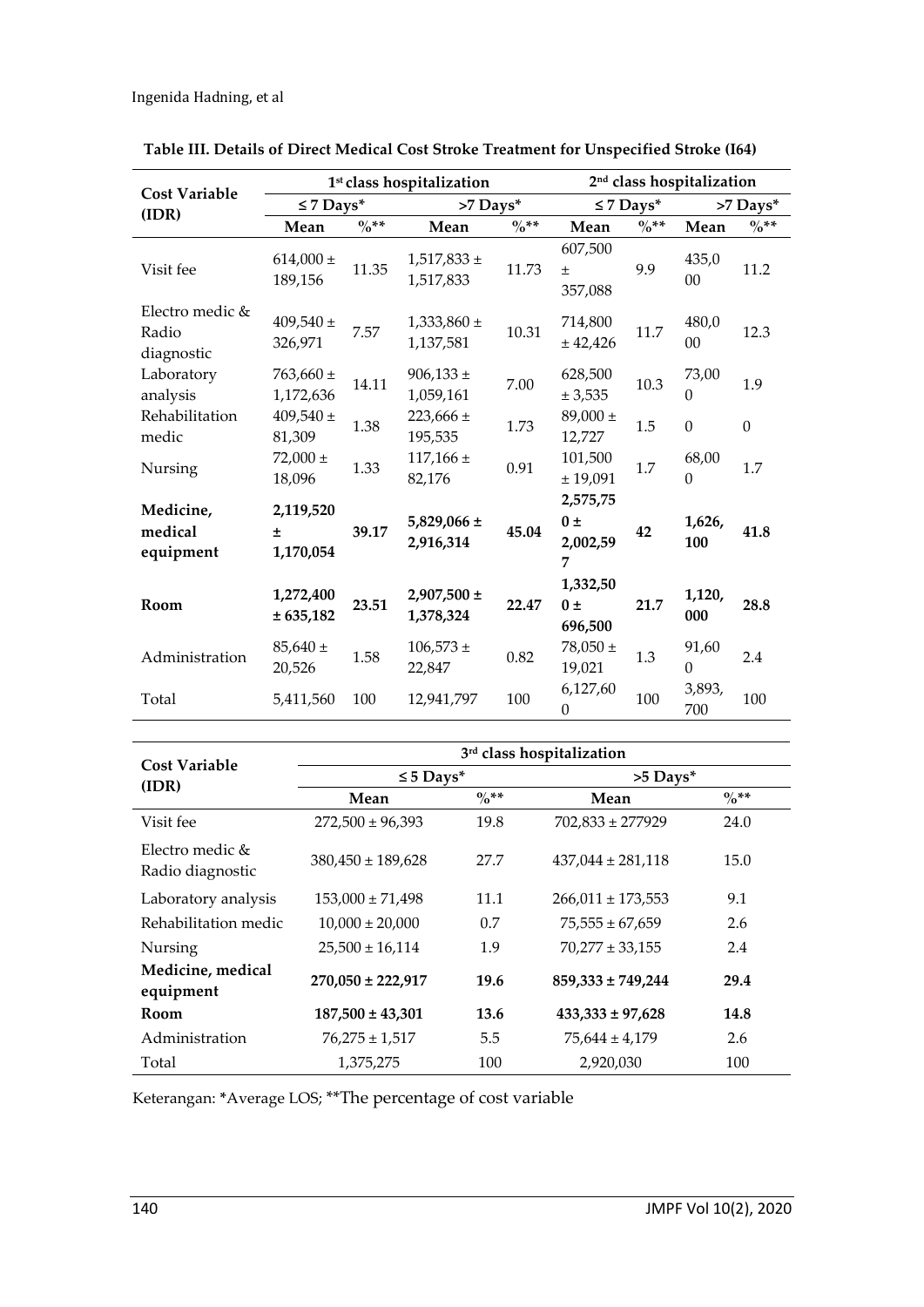**Table III. Details of Direct Medical Cost Stroke Treatment for Unspecified Stroke (I64)**

| Cost Variable (IDR) | 1st class hospitalization | | | | 2nd class hospitalization | | | |
|---|---|---|---|---|---|---|---|---|
| | ≤ 7 Days* | | >7 Days* | | ≤ 7 Days* | | >7 Days* | |
| | Mean | %** | Mean | %** | Mean | %** | Mean | %** |
| Visit fee | 614,000 ± 189,156 | 11.35 | 1,517,833 ± 1,517,833 | 11.73 | 607,500 ± 357,088 | 9.9 | 435,000 | 11.2 |
| Electro medic & Radio diagnostic | 409,540 ± 326,971 | 7.57 | 1,333,860 ± 1,137,581 | 10.31 | 714,800 ± 42,426 | 11.7 | 480,000 | 12.3 |
| Laboratory analysis | 763,660 ± 1,172,636 | 14.11 | 906,133 ± 1,059,161 | 7.00 | 628,500 ± 3,535 | 10.3 | 73,000 | 1.9 |
| Rehabilitation medic | 409,540 ± 81,309 | 1.38 | 223,666 ± 195,535 | 1.73 | 89,000 ± 12,727 | 1.5 | 0 | 0 |
| Nursing | 72,000 ± 18,096 | 1.33 | 117,166 ± 82,176 | 0.91 | 101,500 ± 19,091 | 1.7 | 68,000 | 1.7 |
| **Medicine, medical equipment** | **2,119,520 ± 1,170,054** | **39.17** | **5,829,066 ± 2,916,314** | **45.04** | **2,575,750 ± 2,002,597** | **42** | **1,626,100** | **41.8** |
| **Room** | **1,272,400 ± 635,182** | **23.51** | **2,907,500 ± 1,378,324** | **22.47** | **1,332,500 ± 696,500** | **21.7** | **1,120,000** | **28.8** |
| Administration | 85,640 ± 20,526 | 1.58 | 106,573 ± 22,847 | 0.82 | 78,050 ± 19,021 | 1.3 | 91,600 | 2.4 |
| Total | 5,411,560 | 100 | 12,941,797 | 100 | 6,127,600 | 100 | 3,893,700 | 100 |

| Cost Variable (IDR) | 3rd class hospitalization | | | |
|---|---|---|---|---|
| | ≤ 5 Days* | | >5 Days* | |
| | Mean | %** | Mean | %** |
| Visit fee | 272,500 ± 96,393 | 19.8 | 702,833 ± 277929 | 24.0 |
| Electro medic & Radio diagnostic | 380,450 ± 189,628 | 27.7 | 437,044 ± 281,118 | 15.0 |
| Laboratory analysis | 153,000 ± 71,498 | 11.1 | 266,011 ± 173,553 | 9.1 |
| Rehabilitation medic | 10,000 ± 20,000 | 0.7 | 75,555 ± 67,659 | 2.6 |
| Nursing | 25,500 ± 16,114 | 1.9 | 70,277 ± 33,155 | 2.4 |
| **Medicine, medical equipment** | **270,050 ± 222,917** | **19.6** | **859,333 ± 749,244** | **29.4** |
| **Room** | **187,500 ± 43,301** | **13.6** | **433,333 ± 97,628** | **14.8** |
| Administration | 76,275 ± 1,517 | 5.5 | 75,644 ± 4,179 | 2.6 |
| Total | 1,375,275 | 100 | 2,920,030 | 100 |

Keterangan: *Average LOS; **The percentage of cost variable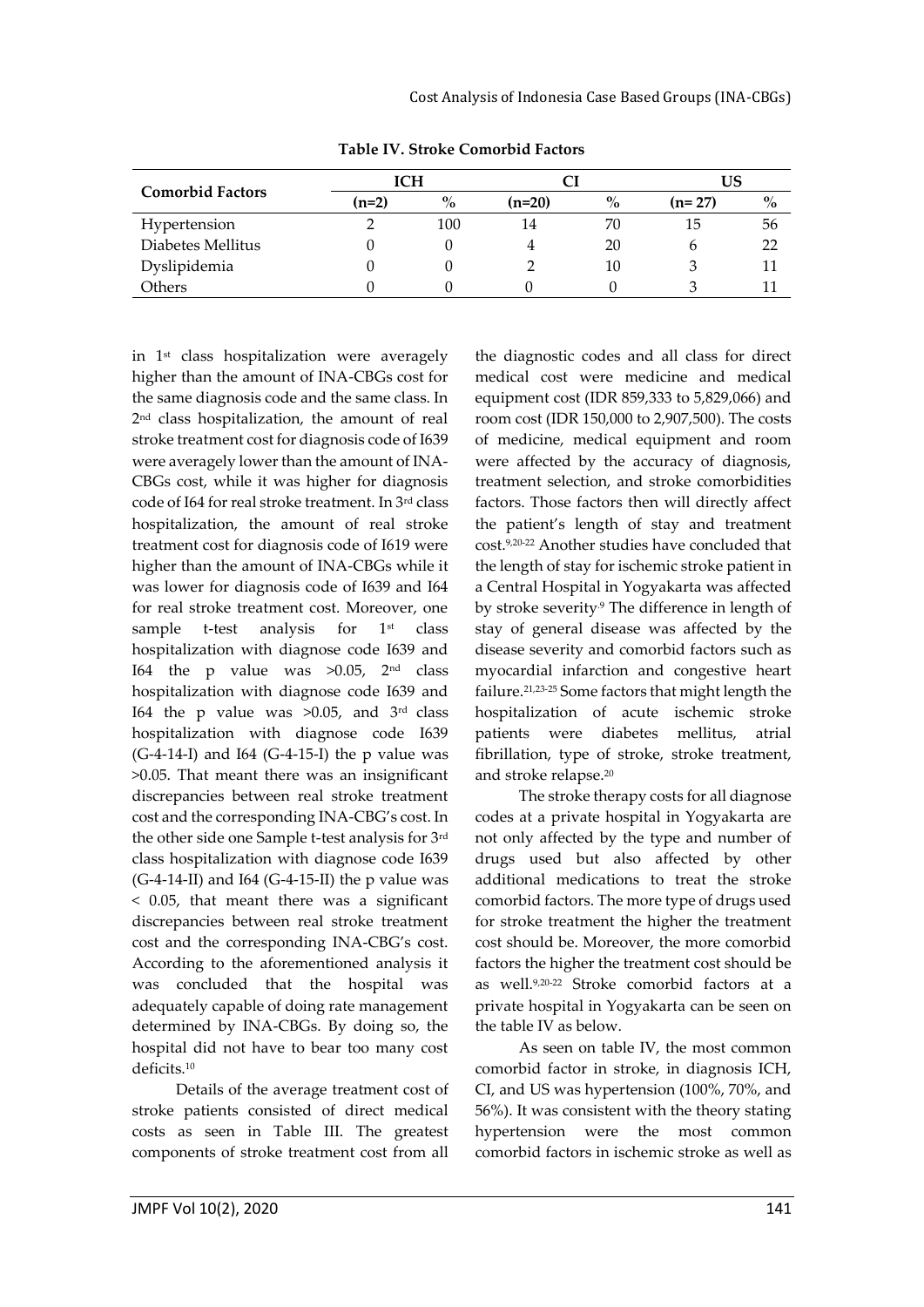**Table IV. Stroke Comorbid Factors**

| Comorbid Factors | ICH | | CI | | US | |
|---|---|---|---|---|---|---|
| | (n=2) | % | (n=20) | % | (n= 27) | % |
| Hypertension | 2 | 100 | 14 | 70 | 15 | 56 |
| Diabetes Mellitus | 0 | 0 | 4 | 20 | 6 | 22 |
| Dyslipidemia | 0 | 0 | 2 | 10 | 3 | 11 |
| Others | 0 | 0 | 0 | 0 | 3 | 11 |

in 1st class hospitalization were averagely higher than the amount of INA-CBGs cost for the same diagnosis code and the same class. In 2nd class hospitalization, the amount of real stroke treatment cost for diagnosis code of I639 were averagely lower than the amount of INA-CBGs cost, while it was higher for diagnosis code of I64 for real stroke treatment. In 3rd class hospitalization, the amount of real stroke treatment cost for diagnosis code of I619 were higher than the amount of INA-CBGs while it was lower for diagnosis code of I639 and I64 for real stroke treatment cost. Moreover, one sample t-test analysis for 1st class hospitalization with diagnose code I639 and I64 the p value was >0.05, 2nd class hospitalization with diagnose code I639 and I64 the p value was >0.05, and 3rd class hospitalization with diagnose code I639 (G-4-14-I) and I64 (G-4-15-I) the p value was >0.05. That meant there was an insignificant discrepancies between real stroke treatment cost and the corresponding INA-CBG's cost. In the other side one Sample t-test analysis for 3rd class hospitalization with diagnose code I639 (G-4-14-II) and I64 (G-4-15-II) the p value was < 0.05, that meant there was a significant discrepancies between real stroke treatment cost and the corresponding INA-CBG's cost. According to the aforementioned analysis it was concluded that the hospital was adequately capable of doing rate management determined by INA-CBGs. By doing so, the hospital did not have to bear too many cost deficits.[10]

Details of the average treatment cost of stroke patients consisted of direct medical costs as seen in Table III. The greatest components of stroke treatment cost from all the diagnostic codes and all class for direct medical cost were medicine and medical equipment cost (IDR 859,333 to 5,829,066) and room cost (IDR 150,000 to 2,907,500). The costs of medicine, medical equipment and room were affected by the accuracy of diagnosis, treatment selection, and stroke comorbidities factors. Those factors then will directly affect the patient's length of stay and treatment cost.[9,20-22] Another studies have concluded that the length of stay for ischemic stroke patient in a Central Hospital in Yogyakarta was affected by stroke severity.[9] The difference in length of stay of general disease was affected by the disease severity and comorbid factors such as myocardial infarction and congestive heart failure.[21,23-25] Some factors that might length the hospitalization of acute ischemic stroke patients were diabetes mellitus, atrial fibrillation, type of stroke, stroke treatment, and stroke relapse.[20]

The stroke therapy costs for all diagnose codes at a private hospital in Yogyakarta are not only affected by the type and number of drugs used but also affected by other additional medications to treat the stroke comorbid factors. The more type of drugs used for stroke treatment the higher the treatment cost should be. Moreover, the more comorbid factors the higher the treatment cost should be as well.[9,20-22] Stroke comorbid factors at a private hospital in Yogyakarta can be seen on the table IV as below.

As seen on table IV, the most common comorbid factor in stroke, in diagnosis ICH, CI, and US was hypertension (100%, 70%, and 56%). It was consistent with the theory stating hypertension were the most common comorbid factors in ischemic stroke as well as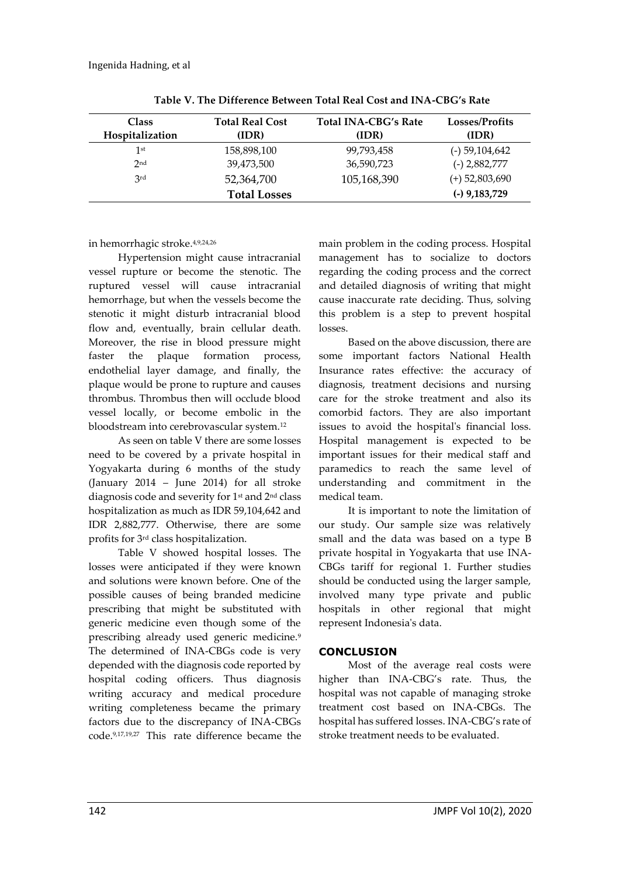**Table V. The Difference Between Total Real Cost and INA-CBG's Rate**

| Class Hospitalization | Total Real Cost (IDR) | Total INA-CBG's Rate (IDR) | Losses/Profits (IDR) |
|---|---|---|---|
| 1st | 158,898,100 | 99,793,458 | (-) 59,104,642 |
| 2nd | 39,473,500 | 36,590,723 | (-) 2,882,777 |
| 3rd | 52,364,700 | 105,168,390 | (+) 52,803,690 |
| | **Total Losses** | | **(-) 9,183,729** |

in hemorrhagic stroke.[4,9,24,26]

Hypertension might cause intracranial vessel rupture or become the stenotic. The ruptured vessel will cause intracranial hemorrhage, but when the vessels become the stenotic it might disturb intracranial blood flow and, eventually, brain cellular death. Moreover, the rise in blood pressure might faster the plaque formation process, endothelial layer damage, and finally, the plaque would be prone to rupture and causes thrombus. Thrombus then will occlude blood vessel locally, or become embolic in the bloodstream into cerebrovascular system.[12]

As seen on table V there are some losses need to be covered by a private hospital in Yogyakarta during 6 months of the study (January 2014 – June 2014) for all stroke diagnosis code and severity for 1st and 2nd class hospitalization as much as IDR 59,104,642 and IDR 2,882,777. Otherwise, there are some profits for 3rd class hospitalization.

Table V showed hospital losses. The losses were anticipated if they were known and solutions were known before. One of the possible causes of being branded medicine prescribing that might be substituted with generic medicine even though some of the prescribing already used generic medicine.[9] The determined of INA-CBGs code is very depended with the diagnosis code reported by hospital coding officers. Thus diagnosis writing accuracy and medical procedure writing completeness became the primary factors due to the discrepancy of INA-CBGs code.[9,17,19,27] This rate difference became the main problem in the coding process. Hospital management has to socialize to doctors regarding the coding process and the correct and detailed diagnosis of writing that might cause inaccurate rate deciding. Thus, solving this problem is a step to prevent hospital losses.

Based on the above discussion, there are some important factors National Health Insurance rates effective: the accuracy of diagnosis, treatment decisions and nursing care for the stroke treatment and also its comorbid factors. They are also important issues to avoid the hospital's financial loss. Hospital management is expected to be important issues for their medical staff and paramedics to reach the same level of understanding and commitment in the medical team.

It is important to note the limitation of our study. Our sample size was relatively small and the data was based on a type B private hospital in Yogyakarta that use INA-CBGs tariff for regional 1. Further studies should be conducted using the larger sample, involved many type private and public hospitals in other regional that might represent Indonesia's data.

## CONCLUSION

Most of the average real costs were higher than INA-CBG's rate. Thus, the hospital was not capable of managing stroke treatment cost based on INA-CBGs. The hospital has suffered losses. INA-CBG's rate of stroke treatment needs to be evaluated.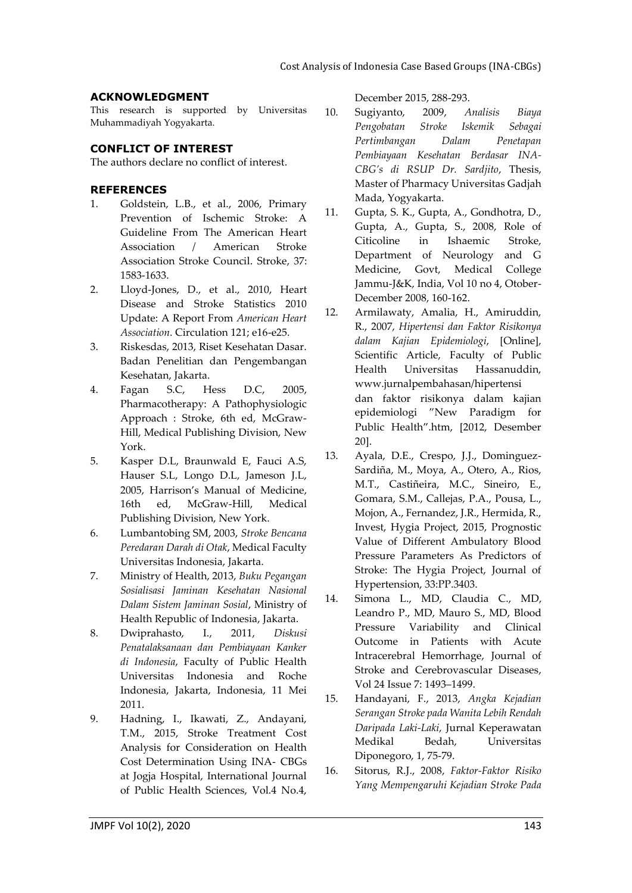## ACKNOWLEDGMENT

This research is supported by Universitas Muhammadiyah Yogyakarta.

## CONFLICT OF INTEREST

The authors declare no conflict of interest.

## REFERENCES

1. Goldstein, L.B., et al., 2006, Primary Prevention of Ischemic Stroke: A Guideline From The American Heart Association / American Stroke Association Stroke Council. Stroke, 37: 1583-1633.
2. Lloyd-Jones, D., et al., 2010, Heart Disease and Stroke Statistics 2010 Update: A Report From *American Heart Association*. Circulation 121; e16-e25.
3. Riskesdas, 2013, Riset Kesehatan Dasar. Badan Penelitian dan Pengembangan Kesehatan, Jakarta.
4. Fagan S.C, Hess D.C, 2005, Pharmacotherapy: A Pathophysiologic Approach : Stroke, 6th ed, McGraw-Hill, Medical Publishing Division, New York.
5. Kasper D.L, Braunwald E, Fauci A.S, Hauser S.L, Longo D.L, Jameson J.L, 2005, Harrison's Manual of Medicine, 16th ed, McGraw-Hill, Medical Publishing Division, New York.
6. Lumbantobing SM, 2003, *Stroke Bencana Peredaran Darah di Otak*, Medical Faculty Universitas Indonesia, Jakarta.
7. Ministry of Health, 2013, *Buku Pegangan Sosialisasi Jaminan Kesehatan Nasional Dalam Sistem Jaminan Sosial*, Ministry of Health Republic of Indonesia, Jakarta.
8. Dwiprahasto, I., 2011, *Diskusi Penatalaksanaan dan Pembiayaan Kanker di Indonesia*, Faculty of Public Health Universitas Indonesia and Roche Indonesia, Jakarta, Indonesia, 11 Mei 2011.
9. Hadning, I., Ikawati, Z., Andayani, T.M., 2015, Stroke Treatment Cost Analysis for Consideration on Health Cost Determination Using INA- CBGs at Jogja Hospital, International Journal of Public Health Sciences, Vol.4 No.4, December 2015, 288-293.
10. Sugiyanto, 2009, *Analisis Biaya Pengobatan Stroke Iskemik Sebagai Pertimbangan Dalam Penetapan Pembiayaan Kesehatan Berdasar INA-CBG's di RSUP Dr. Sardjito*, Thesis, Master of Pharmacy Universitas Gadjah Mada, Yogyakarta.
11. Gupta, S. K., Gupta, A., Gondhotra, D., Gupta, A., Gupta, S., 2008, Role of Citicoline in Ishaemic Stroke, Department of Neurology and G Medicine, Govt, Medical College Jammu-J&K, India, Vol 10 no 4, Otober-December 2008, 160-162.
12. Armilawaty, Amalia, H., Amiruddin, R., 2007, *Hipertensi dan Faktor Risikonya dalam Kajian Epidemiologi*, [Online], Scientific Article, Faculty of Public Health Universitas Hassanuddin, www.jurnalpembahasan/hipertensi dan faktor risikonya dalam kajian epidemiologi "New Paradigm for Public Health".htm, [2012, Desember 20].
13. Ayala, D.E., Crespo, J.J., Dominguez-Sardiña, M., Moya, A., Otero, A., Rios, M.T., Castiñeira, M.C., Sineiro, E., Gomara, S.M., Callejas, P.A., Pousa, L., Mojon, A., Fernandez, J.R., Hermida, R., Invest, Hygia Project, 2015, Prognostic Value of Different Ambulatory Blood Pressure Parameters As Predictors of Stroke: The Hygia Project, Journal of Hypertension, 33:PP.3403.
14. Simona L., MD, Claudia C., MD, Leandro P., MD, Mauro S., MD, Blood Pressure Variability and Clinical Outcome in Patients with Acute Intracerebral Hemorrhage, Journal of Stroke and Cerebrovascular Diseases, Vol 24 Issue 7: 1493–1499.
15. Handayani, F., 2013, *Angka Kejadian Serangan Stroke pada Wanita Lebih Rendah Daripada Laki-Laki*, Jurnal Keperawatan Medikal Bedah, Universitas Diponegoro, 1, 75-79.
16. Sitorus, R.J., 2008, *Faktor-Faktor Risiko Yang Mempengaruhi Kejadian Stroke Pada*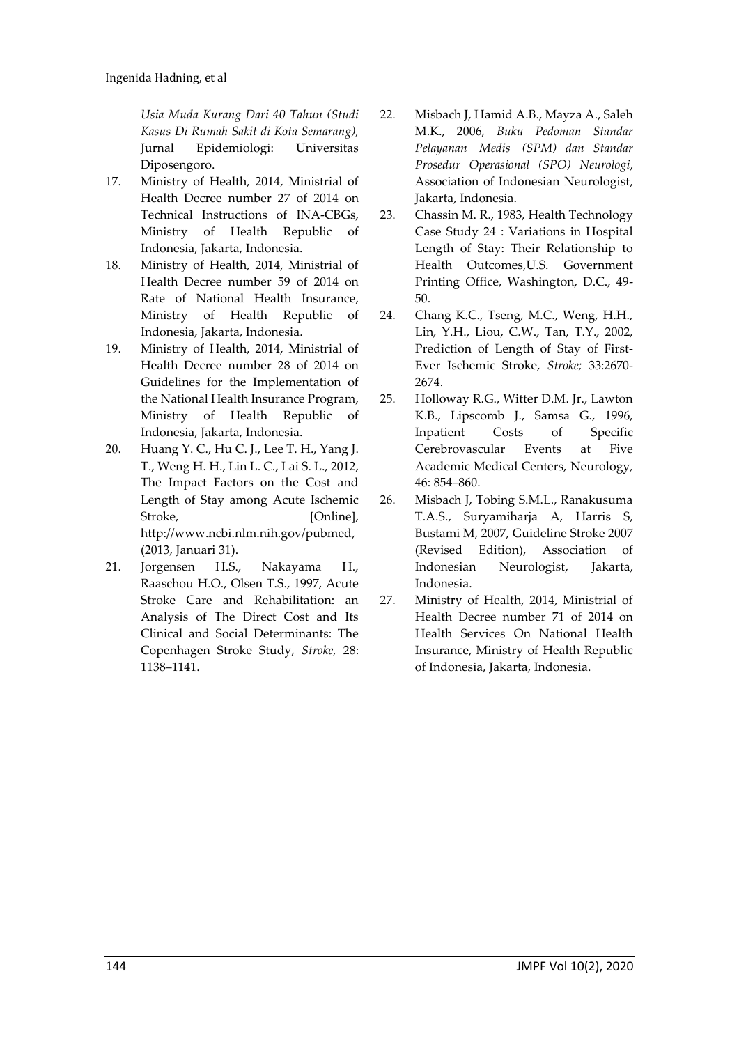*Usia Muda Kurang Dari 40 Tahun (Studi Kasus Di Rumah Sakit di Kota Semarang),* Jurnal Epidemiologi: Universitas Diposengoro.

17. Ministry of Health, 2014, Ministrial of Health Decree number 27 of 2014 on Technical Instructions of INA-CBGs, Ministry of Health Republic of Indonesia, Jakarta, Indonesia.
18. Ministry of Health, 2014, Ministrial of Health Decree number 59 of 2014 on Rate of National Health Insurance, Ministry of Health Republic of Indonesia, Jakarta, Indonesia.
19. Ministry of Health, 2014, Ministrial of Health Decree number 28 of 2014 on Guidelines for the Implementation of the National Health Insurance Program, Ministry of Health Republic of Indonesia, Jakarta, Indonesia.
20. Huang Y. C., Hu C. J., Lee T. H., Yang J. T., Weng H. H., Lin L. C., Lai S. L., 2012, The Impact Factors on the Cost and Length of Stay among Acute Ischemic Stroke, [Online], http://www.ncbi.nlm.nih.gov/pubmed, (2013, Januari 31).
21. Jorgensen H.S., Nakayama H., Raaschou H.O., Olsen T.S., 1997, Acute Stroke Care and Rehabilitation: an Analysis of The Direct Cost and Its Clinical and Social Determinants: The Copenhagen Stroke Study, *Stroke,* 28: 1138–1141.
22. Misbach J, Hamid A.B., Mayza A., Saleh M.K., 2006, *Buku Pedoman Standar Pelayanan Medis (SPM) dan Standar Prosedur Operasional (SPO) Neurologi*, Association of Indonesian Neurologist, Jakarta, Indonesia.
23. Chassin M. R., 1983, Health Technology Case Study 24 : Variations in Hospital Length of Stay: Their Relationship to Health Outcomes,U.S. Government Printing Office, Washington, D.C., 49-50.
24. Chang K.C., Tseng, M.C., Weng, H.H., Lin, Y.H., Liou, C.W., Tan, T.Y., 2002, Prediction of Length of Stay of First-Ever Ischemic Stroke, *Stroke;* 33:2670-2674.
25. Holloway R.G., Witter D.M. Jr., Lawton K.B., Lipscomb J., Samsa G., 1996, Inpatient Costs of Specific Cerebrovascular Events at Five Academic Medical Centers, Neurology*,* 46: 854–860.
26. Misbach J, Tobing S.M.L., Ranakusuma T.A.S., Suryamiharja A, Harris S, Bustami M, 2007, Guideline Stroke 2007 (Revised Edition), Association of Indonesian Neurologist, Jakarta, Indonesia.
27. Ministry of Health, 2014, Ministrial of Health Decree number 71 of 2014 on Health Services On National Health Insurance, Ministry of Health Republic of Indonesia, Jakarta, Indonesia.